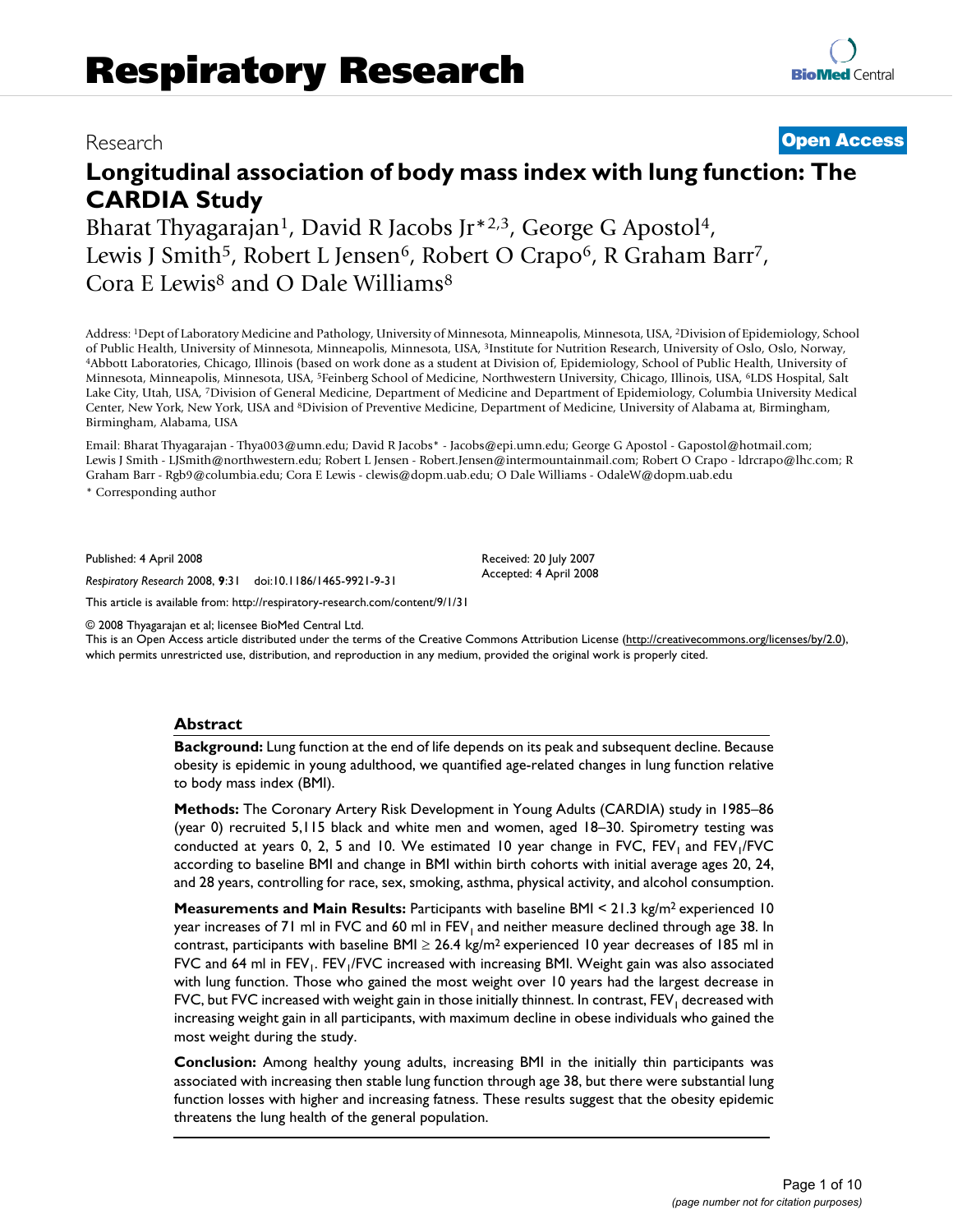# Respiratory Research

Research **Open Access**

# Longitudinal association of body mass index with lung function: The CARDIA Study

Bharat Thyagarajan[1], David R Jacobs Jr*[2,3], George G Apostol[4], Lewis J Smith[5], Robert L Jensen[6], Robert O Crapo[6], R Graham Barr[7], Cora E Lewis[8] and O Dale Williams[8]

Address: [1]Dept of Laboratory Medicine and Pathology, University of Minnesota, Minneapolis, Minnesota, USA, [2]Division of Epidemiology, School of Public Health, University of Minnesota, Minneapolis, Minnesota, USA, [3]Institute for Nutrition Research, University of Oslo, Oslo, Norway, [4]Abbott Laboratories, Chicago, Illinois (based on work done as a student at Division of, Epidemiology, School of Public Health, University of Minnesota, Minneapolis, Minnesota, USA, [5]Feinberg School of Medicine, Northwestern University, Chicago, Illinois, USA, [6]LDS Hospital, Salt Lake City, Utah, USA, [7]Division of General Medicine, Department of Medicine and Department of Epidemiology, Columbia University Medical Center, New York, New York, USA and [8]Division of Preventive Medicine, Department of Medicine, University of Alabama at, Birmingham, Birmingham, Alabama, USA

Email: Bharat Thyagarajan - Thya003@umn.edu; David R Jacobs* - Jacobs@epi.umn.edu; George G Apostol - Gapostol@hotmail.com; Lewis J Smith - LJSmith@northwestern.edu; Robert L Jensen - Robert.Jensen@intermountainmail.com; Robert O Crapo - ldrcrapo@lhc.com; R Graham Barr - Rgb9@columbia.edu; Cora E Lewis - clewis@dopm.uab.edu; O Dale Williams - OdaleW@dopm.uab.edu

\* Corresponding author

Published: 4 April 2008

*Respiratory Research* 2008, **9**:31 doi:10.1186/1465-9921-9-31

Received: 20 July 2007
Accepted: 4 April 2008

This article is available from: http://respiratory-research.com/content/9/1/31

© 2008 Thyagarajan et al; licensee BioMed Central Ltd.
This is an Open Access article distributed under the terms of the Creative Commons Attribution License (http://creativecommons.org/licenses/by/2.0), which permits unrestricted use, distribution, and reproduction in any medium, provided the original work is properly cited.

## Abstract

**Background:** Lung function at the end of life depends on its peak and subsequent decline. Because obesity is epidemic in young adulthood, we quantified age-related changes in lung function relative to body mass index (BMI).

**Methods:** The Coronary Artery Risk Development in Young Adults (CARDIA) study in 1985–86 (year 0) recruited 5,115 black and white men and women, aged 18–30. Spirometry testing was conducted at years 0, 2, 5 and 10. We estimated 10 year change in FVC, $FEV_1$ and $FEV_1$/FVC according to baseline BMI and change in BMI within birth cohorts with initial average ages 20, 24, and 28 years, controlling for race, sex, smoking, asthma, physical activity, and alcohol consumption.

**Measurements and Main Results:** Participants with baseline BMI < 21.3 kg/m$^2$ experienced 10 year increases of 71 ml in FVC and 60 ml in $FEV_1$ and neither measure declined through age 38. In contrast, participants with baseline BMI ≥ 26.4 kg/m$^2$ experienced 10 year decreases of 185 ml in FVC and 64 ml in $FEV_1$. $FEV_1$/FVC increased with increasing BMI. Weight gain was also associated with lung function. Those who gained the most weight over 10 years had the largest decrease in FVC, but FVC increased with weight gain in those initially thinnest. In contrast, $FEV_1$ decreased with increasing weight gain in all participants, with maximum decline in obese individuals who gained the most weight during the study.

**Conclusion:** Among healthy young adults, increasing BMI in the initially thin participants was associated with increasing then stable lung function through age 38, but there were substantial lung function losses with higher and increasing fatness. These results suggest that the obesity epidemic threatens the lung health of the general population.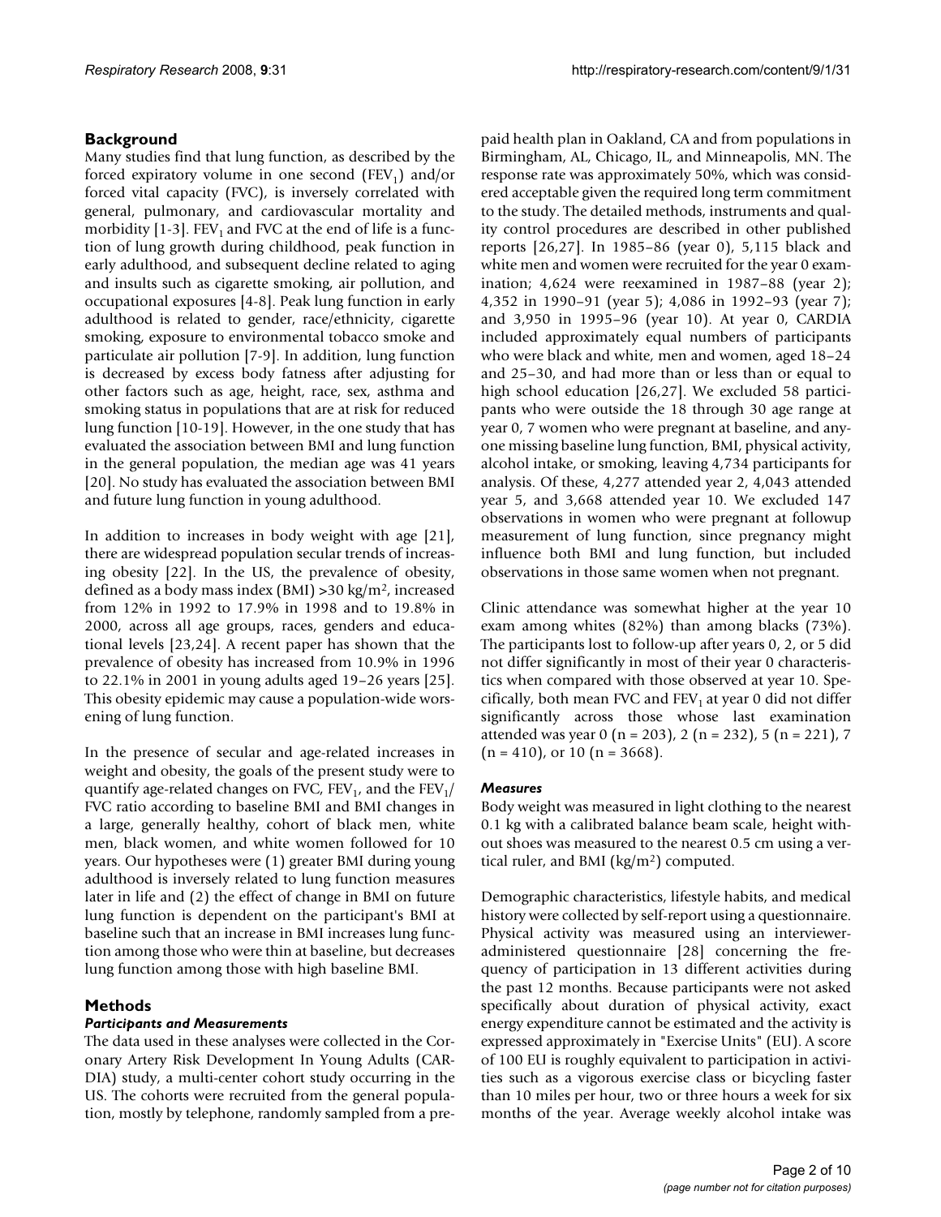## Background

Many studies find that lung function, as described by the forced expiratory volume in one second ($FEV_1$) and/or forced vital capacity (FVC), is inversely correlated with general, pulmonary, and cardiovascular mortality and morbidity [1-3]. $FEV_1$ and FVC at the end of life is a function of lung growth during childhood, peak function in early adulthood, and subsequent decline related to aging and insults such as cigarette smoking, air pollution, and occupational exposures [4-8]. Peak lung function in early adulthood is related to gender, race/ethnicity, cigarette smoking, exposure to environmental tobacco smoke and particulate air pollution [7-9]. In addition, lung function is decreased by excess body fatness after adjusting for other factors such as age, height, race, sex, asthma and smoking status in populations that are at risk for reduced lung function [10-19]. However, in the one study that has evaluated the association between BMI and lung function in the general population, the median age was 41 years [20]. No study has evaluated the association between BMI and future lung function in young adulthood.

In addition to increases in body weight with age [21], there are widespread population secular trends of increasing obesity [22]. In the US, the prevalence of obesity, defined as a body mass index (BMI) >30 kg/m$^2$, increased from 12% in 1992 to 17.9% in 1998 and to 19.8% in 2000, across all age groups, races, genders and educational levels [23,24]. A recent paper has shown that the prevalence of obesity has increased from 10.9% in 1996 to 22.1% in 2001 in young adults aged 19–26 years [25]. This obesity epidemic may cause a population-wide worsening of lung function.

In the presence of secular and age-related increases in weight and obesity, the goals of the present study were to quantify age-related changes on FVC, $FEV_1$, and the $FEV_1$/FVC ratio according to baseline BMI and BMI changes in a large, generally healthy, cohort of black men, white men, black women, and white women followed for 10 years. Our hypotheses were (1) greater BMI during young adulthood is inversely related to lung function measures later in life and (2) the effect of change in BMI on future lung function is dependent on the participant's BMI at baseline such that an increase in BMI increases lung function among those who were thin at baseline, but decreases lung function among those with high baseline BMI.

## Methods

### *Participants and Measurements*

The data used in these analyses were collected in the Coronary Artery Risk Development In Young Adults (CARDIA) study, a multi-center cohort study occurring in the US. The cohorts were recruited from the general population, mostly by telephone, randomly sampled from a prepaid health plan in Oakland, CA and from populations in Birmingham, AL, Chicago, IL, and Minneapolis, MN. The response rate was approximately 50%, which was considered acceptable given the required long term commitment to the study. The detailed methods, instruments and quality control procedures are described in other published reports [26,27]. In 1985–86 (year 0), 5,115 black and white men and women were recruited for the year 0 examination; 4,624 were reexamined in 1987–88 (year 2); 4,352 in 1990–91 (year 5); 4,086 in 1992–93 (year 7); and 3,950 in 1995–96 (year 10). At year 0, CARDIA included approximately equal numbers of participants who were black and white, men and women, aged 18–24 and 25–30, and had more than or less than or equal to high school education [26,27]. We excluded 58 participants who were outside the 18 through 30 age range at year 0, 7 women who were pregnant at baseline, and anyone missing baseline lung function, BMI, physical activity, alcohol intake, or smoking, leaving 4,734 participants for analysis. Of these, 4,277 attended year 2, 4,043 attended year 5, and 3,668 attended year 10. We excluded 147 observations in women who were pregnant at followup measurement of lung function, since pregnancy might influence both BMI and lung function, but included observations in those same women when not pregnant.

Clinic attendance was somewhat higher at the year 10 exam among whites (82%) than among blacks (73%). The participants lost to follow-up after years 0, 2, or 5 did not differ significantly in most of their year 0 characteristics when compared with those observed at year 10. Specifically, both mean FVC and $FEV_1$ at year 0 did not differ significantly across those whose last examination attended was year 0 (n = 203), 2 (n = 232), 5 (n = 221), 7 (n = 410), or 10 (n = 3668).

### *Measures*

Body weight was measured in light clothing to the nearest 0.1 kg with a calibrated balance beam scale, height without shoes was measured to the nearest 0.5 cm using a vertical ruler, and BMI (kg/m$^2$) computed.

Demographic characteristics, lifestyle habits, and medical history were collected by self-report using a questionnaire. Physical activity was measured using an interviewer-administered questionnaire [28] concerning the frequency of participation in 13 different activities during the past 12 months. Because participants were not asked specifically about duration of physical activity, exact energy expenditure cannot be estimated and the activity is expressed approximately in "Exercise Units" (EU). A score of 100 EU is roughly equivalent to participation in activities such as a vigorous exercise class or bicycling faster than 10 miles per hour, two or three hours a week for six months of the year. Average weekly alcohol intake was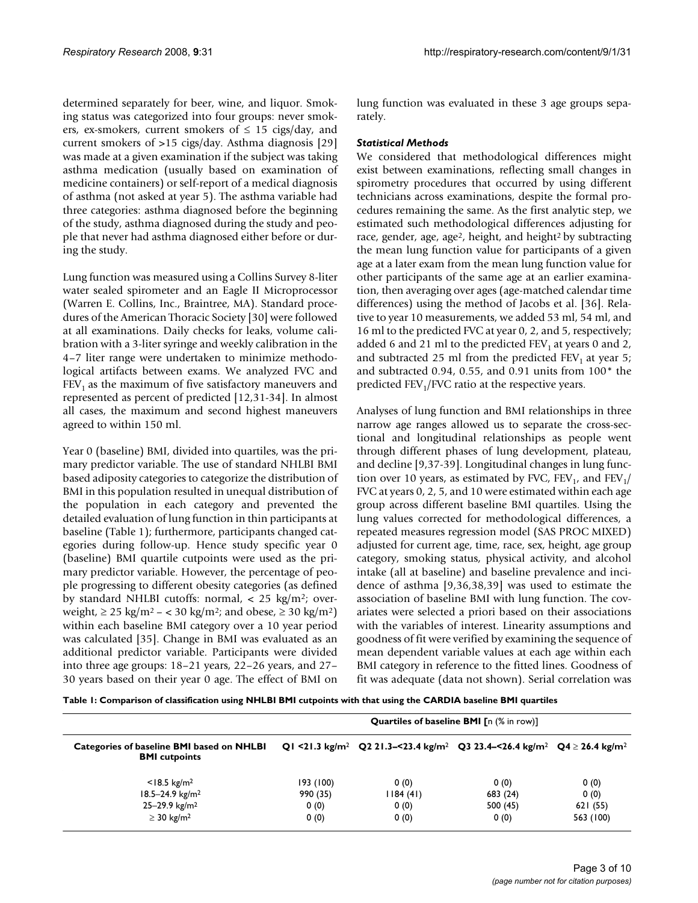determined separately for beer, wine, and liquor. Smoking status was categorized into four groups: never smokers, ex-smokers, current smokers of ≤ 15 cigs/day, and current smokers of >15 cigs/day. Asthma diagnosis [29] was made at a given examination if the subject was taking asthma medication (usually based on examination of medicine containers) or self-report of a medical diagnosis of asthma (not asked at year 5). The asthma variable had three categories: asthma diagnosed before the beginning of the study, asthma diagnosed during the study and people that never had asthma diagnosed either before or during the study.

Lung function was measured using a Collins Survey 8-liter water sealed spirometer and an Eagle II Microprocessor (Warren E. Collins, Inc., Braintree, MA). Standard procedures of the American Thoracic Society [30] were followed at all examinations. Daily checks for leaks, volume calibration with a 3-liter syringe and weekly calibration in the 4–7 liter range were undertaken to minimize methodological artifacts between exams. We analyzed FVC and $FEV_1$ as the maximum of five satisfactory maneuvers and represented as percent of predicted [12,31-34]. In almost all cases, the maximum and second highest maneuvers agreed to within 150 ml.

Year 0 (baseline) BMI, divided into quartiles, was the primary predictor variable. The use of standard NHLBI BMI based adiposity categories to categorize the distribution of BMI in this population resulted in unequal distribution of the population in each category and prevented the detailed evaluation of lung function in thin participants at baseline (Table 1); furthermore, participants changed categories during follow-up. Hence study specific year 0 (baseline) BMI quartile cutpoints were used as the primary predictor variable. However, the percentage of people progressing to different obesity categories (as defined by standard NHLBI cutoffs: normal, < 25 kg/m$^2$; overweight, ≥ 25 kg/m$^2$ – < 30 kg/m$^2$; and obese, ≥ 30 kg/m$^2$) within each baseline BMI category over a 10 year period was calculated [35]. Change in BMI was evaluated as an additional predictor variable. Participants were divided into three age groups: 18–21 years, 22–26 years, and 27–30 years based on their year 0 age. The effect of BMI on lung function was evaluated in these 3 age groups separately.

### *Statistical Methods*

We considered that methodological differences might exist between examinations, reflecting small changes in spirometry procedures that occurred by using different technicians across examinations, despite the formal procedures remaining the same. As the first analytic step, we estimated such methodological differences adjusting for race, gender, age, age$^2$, height, and height$^2$ by subtracting the mean lung function value for participants of a given age at a later exam from the mean lung function value for other participants of the same age at an earlier examination, then averaging over ages (age-matched calendar time differences) using the method of Jacobs et al. [36]. Relative to year 10 measurements, we added 53 ml, 54 ml, and 16 ml to the predicted FVC at year 0, 2, and 5, respectively; added 6 and 21 ml to the predicted $FEV_1$ at years 0 and 2, and subtracted 25 ml from the predicted $FEV_1$ at year 5; and subtracted 0.94, 0.55, and 0.91 units from 100* the predicted $FEV_1$/FVC ratio at the respective years.

Analyses of lung function and BMI relationships in three narrow age ranges allowed us to separate the cross-sectional and longitudinal relationships as people went through different phases of lung development, plateau, and decline [9,37-39]. Longitudinal changes in lung function over 10 years, as estimated by FVC, $FEV_1$, and $FEV_1$/FVC at years 0, 2, 5, and 10 were estimated within each age group across different baseline BMI quartiles. Using the lung values corrected for methodological differences, a repeated measures regression model (SAS PROC MIXED) adjusted for current age, time, race, sex, height, age group category, smoking status, physical activity, and alcohol intake (all at baseline) and baseline prevalence and incidence of asthma [9,36,38,39] was used to estimate the association of baseline BMI with lung function. The covariates were selected a priori based on their associations with the variables of interest. Linearity assumptions and goodness of fit were verified by examining the sequence of mean dependent variable values at each age within each BMI category in reference to the fitted lines. Goodness of fit was adequate (data not shown). Serial correlation was

**Table 1: Comparison of classification using NHLBI BMI cutpoints with that using the CARDIA baseline BMI quartiles**

| | **Quartiles of baseline BMI [n (% in row)]** | | | |
|---|---|---|---|---|
| **Categories of baseline BMI based on NHLBI BMI cutpoints** | **Q1 <21.3 kg/m$^2$** | **Q2 21.3–<23.4 kg/m$^2$** | **Q3 23.4–<26.4 kg/m$^2$** | **Q4 ≥ 26.4 kg/m$^2$** |
| <18.5 kg/m$^2$ | 193 (100) | 0 (0) | 0 (0) | 0 (0) |
| 18.5–24.9 kg/m$^2$ | 990 (35) | 1184 (41) | 683 (24) | 0 (0) |
| 25–29.9 kg/m$^2$ | 0 (0) | 0 (0) | 500 (45) | 621 (55) |
| ≥ 30 kg/m$^2$ | 0 (0) | 0 (0) | 0 (0) | 563 (100) |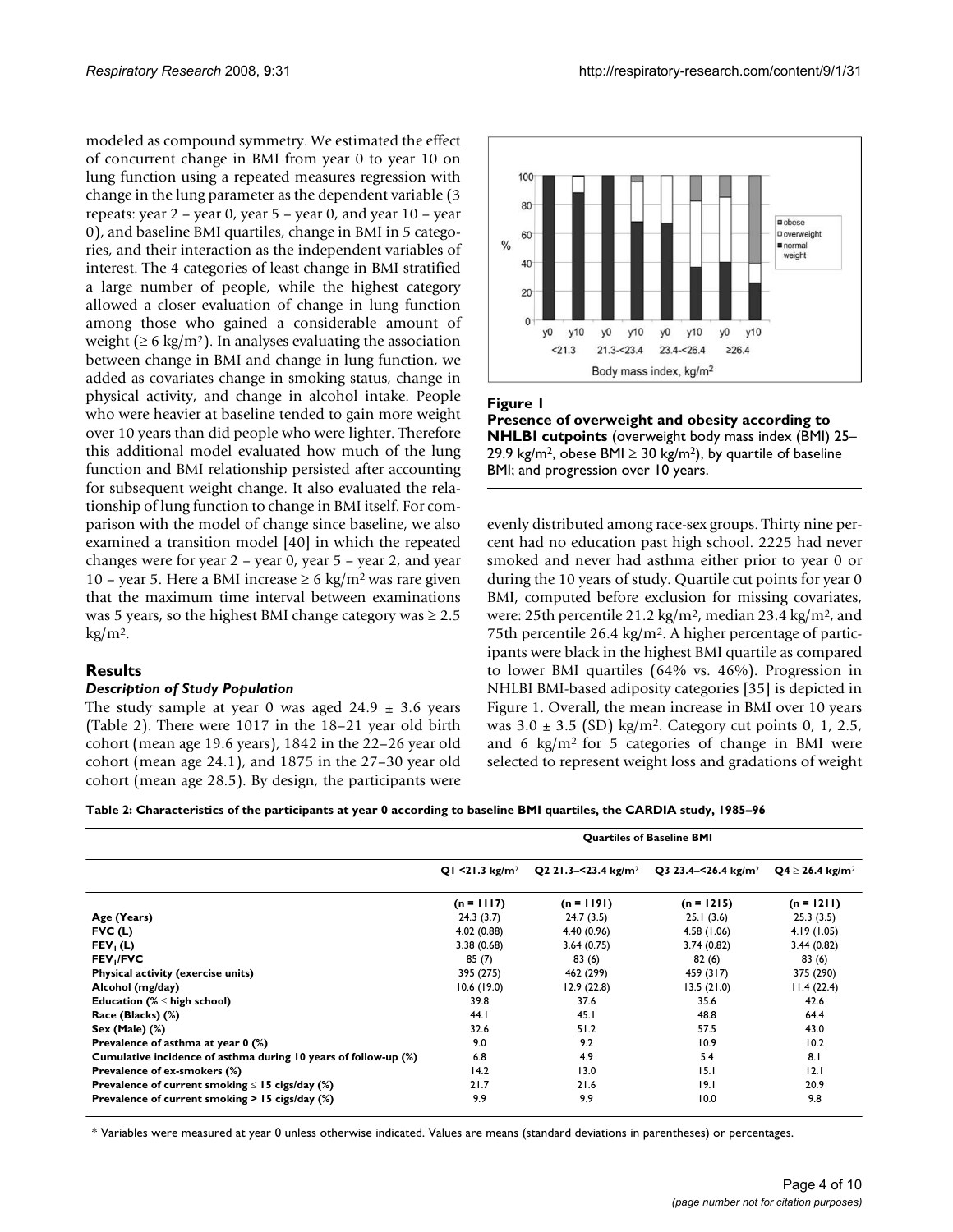modeled as compound symmetry. We estimated the effect of concurrent change in BMI from year 0 to year 10 on lung function using a repeated measures regression with change in the lung parameter as the dependent variable (3 repeats: year 2 – year 0, year 5 – year 0, and year 10 – year 0), and baseline BMI quartiles, change in BMI in 5 categories, and their interaction as the independent variables of interest. The 4 categories of least change in BMI stratified a large number of people, while the highest category allowed a closer evaluation of change in lung function among those who gained a considerable amount of weight ($\geq 6$ kg/m$^2$). In analyses evaluating the association between change in BMI and change in lung function, we added as covariates change in smoking status, change in physical activity, and change in alcohol intake. People who were heavier at baseline tended to gain more weight over 10 years than did people who were lighter. Therefore this additional model evaluated how much of the lung function and BMI relationship persisted after accounting for subsequent weight change. It also evaluated the relationship of lung function to change in BMI itself. For comparison with the model of change since baseline, we also examined a transition model [40] in which the repeated changes were for year 2 – year 0, year 5 – year 2, and year 10 – year 5. Here a BMI increase $\geq 6$ kg/m$^2$ was rare given that the maximum time interval between examinations was 5 years, so the highest BMI change category was $\geq 2.5$ kg/m$^2$.

## Results

### *Description of Study Population*

The study sample at year 0 was aged 24.9 ± 3.6 years (Table 2). There were 1017 in the 18–21 year old birth cohort (mean age 19.6 years), 1842 in the 22–26 year old cohort (mean age 24.1), and 1875 in the 27–30 year old cohort (mean age 28.5). By design, the participants were evenly distributed among race-sex groups. Thirty nine percent had no education past high school. 2225 had never smoked and never had asthma either prior to year 0 or during the 10 years of study. Quartile cut points for year 0 BMI, computed before exclusion for missing covariates, were: 25th percentile 21.2 kg/m$^2$, median 23.4 kg/m$^2$, and 75th percentile 26.4 kg/m$^2$. A higher percentage of participants were black in the highest BMI quartile as compared to lower BMI quartiles (64% vs. 46%). Progression in NHLBI BMI-based adiposity categories [35] is depicted in Figure 1. Overall, the mean increase in BMI over 10 years was 3.0 ± 3.5 (SD) kg/m$^2$. Category cut points 0, 1, 2.5, and 6 kg/m$^2$ for 5 categories of change in BMI were selected to represent weight loss and gradations of weight

**Figure 1**
**Presence of overweight and obesity according to NHLBI cutpoints** (overweight body mass index (BMI) 25–29.9 kg/m$^2$, obese BMI $\geq$ 30 kg/m$^2$), by quartile of baseline BMI; and progression over 10 years.

**Table 2: Characteristics of the participants at year 0 according to baseline BMI quartiles, the CARDIA study, 1985–96**

| | Quartiles of Baseline BMI | | | |
|---|---|---|---|---|
| | Q1 <21.3 kg/m$^2$ | Q2 21.3–<23.4 kg/m$^2$ | Q3 23.4–<26.4 kg/m$^2$ | Q4 ≥ 26.4 kg/m$^2$ |
| | (n = 1117) | (n = 1191) | (n = 1215) | (n = 1211) |
| **Age (Years)** | 24.3 (3.7) | 24.7 (3.5) | 25.1 (3.6) | 25.3 (3.5) |
| **FVC (L)** | 4.02 (0.88) | 4.40 (0.96) | 4.58 (1.06) | 4.19 (1.05) |
| **$FEV_1$ (L)** | 3.38 (0.68) | 3.64 (0.75) | 3.74 (0.82) | 3.44 (0.82) |
| **$FEV_1$/FVC** | 85 (7) | 83 (6) | 82 (6) | 83 (6) |
| **Physical activity (exercise units)** | 395 (275) | 462 (299) | 459 (317) | 375 (290) |
| **Alcohol (mg/day)** | 10.6 (19.0) | 12.9 (22.8) | 13.5 (21.0) | 11.4 (22.4) |
| **Education (% ≤ high school)** | 39.8 | 37.6 | 35.6 | 42.6 |
| **Race (Blacks) (%)** | 44.1 | 45.1 | 48.8 | 64.4 |
| **Sex (Male) (%)** | 32.6 | 51.2 | 57.5 | 43.0 |
| **Prevalence of asthma at year 0 (%)** | 9.0 | 9.2 | 10.9 | 10.2 |
| **Cumulative incidence of asthma during 10 years of follow-up (%)** | 6.8 | 4.9 | 5.4 | 8.1 |
| **Prevalence of ex-smokers (%)** | 14.2 | 13.0 | 15.1 | 12.1 |
| **Prevalence of current smoking ≤ 15 cigs/day (%)** | 21.7 | 21.6 | 19.1 | 20.9 |
| **Prevalence of current smoking > 15 cigs/day (%)** | 9.9 | 9.9 | 10.0 | 9.8 |

\* Variables were measured at year 0 unless otherwise indicated. Values are means (standard deviations in parentheses) or percentages.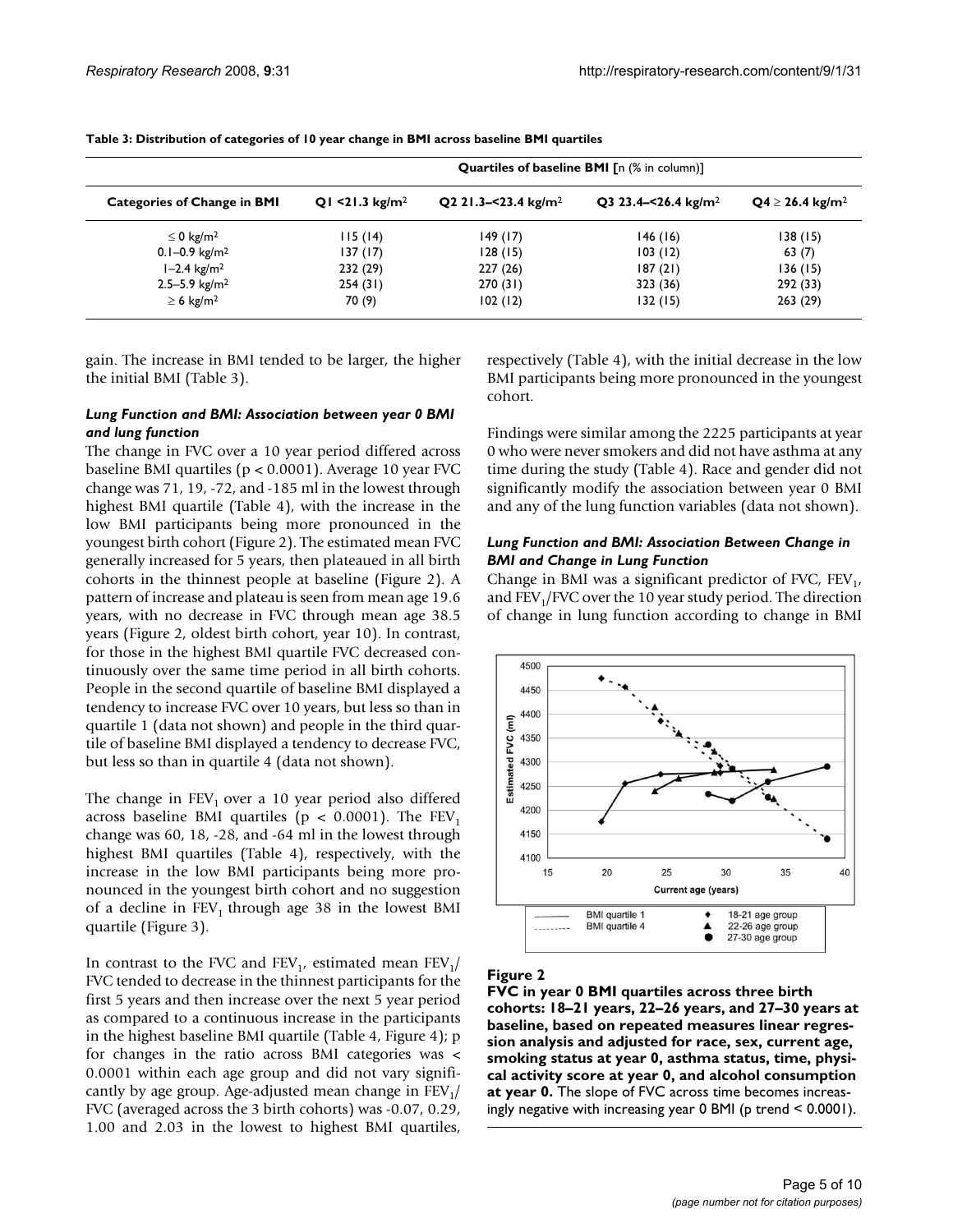**Table 3: Distribution of categories of 10 year change in BMI across baseline BMI quartiles**

| | Quartiles of baseline BMI [n (% in column)] | | | |
|---|---|---|---|---|
| **Categories of Change in BMI** | **Q1 <21.3 kg/m²** | **Q2 21.3–<23.4 kg/m²** | **Q3 23.4–<26.4 kg/m²** | **Q4 ≥ 26.4 kg/m²** |
| ≤ 0 kg/m² | 115 (14) | 149 (17) | 146 (16) | 138 (15) |
| 0.1–0.9 kg/m² | 137 (17) | 128 (15) | 103 (12) | 63 (7) |
| 1–2.4 kg/m² | 232 (29) | 227 (26) | 187 (21) | 136 (15) |
| 2.5–5.9 kg/m² | 254 (31) | 270 (31) | 323 (36) | 292 (33) |
| ≥ 6 kg/m² | 70 (9) | 102 (12) | 132 (15) | 263 (29) |

gain. The increase in BMI tended to be larger, the higher the initial BMI (Table 3).

### *Lung Function and BMI: Association between year 0 BMI and lung function*

The change in FVC over a 10 year period differed across baseline BMI quartiles ($p < 0.0001$). Average 10 year FVC change was 71, 19, -72, and -185 ml in the lowest through highest BMI quartile (Table 4), with the increase in the low BMI participants being more pronounced in the youngest birth cohort (Figure 2). The estimated mean FVC generally increased for 5 years, then plateaued in all birth cohorts in the thinnest people at baseline (Figure 2). A pattern of increase and plateau is seen from mean age 19.6 years, with no decrease in FVC through mean age 38.5 years (Figure 2, oldest birth cohort, year 10). In contrast, for those in the highest BMI quartile FVC decreased continuously over the same time period in all birth cohorts. People in the second quartile of baseline BMI displayed a tendency to increase FVC over 10 years, but less so than in quartile 1 (data not shown) and people in the third quartile of baseline BMI displayed a tendency to decrease FVC, but less so than in quartile 4 (data not shown).

The change in $FEV_1$ over a 10 year period also differed across baseline BMI quartiles ($p < 0.0001$). The $FEV_1$ change was 60, 18, -28, and -64 ml in the lowest through highest BMI quartiles (Table 4), respectively, with the increase in the low BMI participants being more pronounced in the youngest birth cohort and no suggestion of a decline in $FEV_1$ through age 38 in the lowest BMI quartile (Figure 3).

In contrast to the FVC and $FEV_1$, estimated mean $FEV_1$/FVC tended to decrease in the thinnest participants for the first 5 years and then increase over the next 5 year period as compared to a continuous increase in the participants in the highest baseline BMI quartile (Table 4, Figure 4); p for changes in the ratio across BMI categories was < 0.0001 within each age group and did not vary significantly by age group. Age-adjusted mean change in $FEV_1$/FVC (averaged across the 3 birth cohorts) was -0.07, 0.29, 1.00 and 2.03 in the lowest to highest BMI quartiles, respectively (Table 4), with the initial decrease in the low BMI participants being more pronounced in the youngest cohort.

Findings were similar among the 2225 participants at year 0 who were never smokers and did not have asthma at any time during the study (Table 4). Race and gender did not significantly modify the association between year 0 BMI and any of the lung function variables (data not shown).

### *Lung Function and BMI: Association Between Change in BMI and Change in Lung Function*

Change in BMI was a significant predictor of FVC, $FEV_1$, and $FEV_1$/FVC over the 10 year study period. The direction of change in lung function according to change in BMI

**Figure 2**

**FVC in year 0 BMI quartiles across three birth cohorts: 18–21 years, 22–26 years, and 27–30 years at baseline, based on repeated measures linear regression analysis and adjusted for race, sex, current age, smoking status at year 0, asthma status, time, physical activity score at year 0, and alcohol consumption at year 0.** The slope of FVC across time becomes increasingly negative with increasing year 0 BMI (p trend < 0.0001).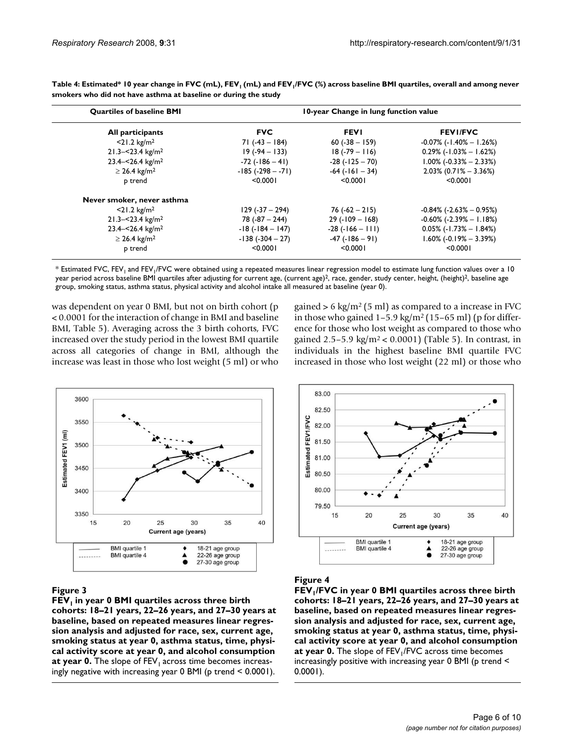**Table 4: Estimated* 10 year change in FVC (mL), $FEV_1$ (mL) and $FEV_1$/FVC (%) across baseline BMI quartiles, overall and among never smokers who did not have asthma at baseline or during the study**

| Quartiles of baseline BMI | 10-year Change in lung function value | | |
|---|---|---|---|
| **All participants** | **FVC** | **FEV1** | **FEV1/FVC** |
| <21.2 kg/m² | 71 (-43 – 184) | 60 (-38 – 159) | -0.07% (-1.40% – 1.26%) |
| 21.3–<23.4 kg/m² | 19 (-94 – 133) | 18 (-79 – 116) | 0.29% (-1.03% – 1.62%) |
| 23.4–<26.4 kg/m² | -72 (-186 – 41) | -28 (-125 – 70) | 1.00% (-0.33% – 2.33%) |
| ≥ 26.4 kg/m² | -185 (-298 – -71) | -64 (-161 – 34) | 2.03% (0.71% – 3.36%) |
| p trend | <0.0001 | <0.0001 | <0.0001 |
| **Never smoker, never asthma** | | | |
| <21.2 kg/m² | 129 (-37 – 294) | 76 (-62 – 215) | -0.84% (-2.63% – 0.95%) |
| 21.3–<23.4 kg/m² | 78 (-87 – 244) | 29 (-109 – 168) | -0.60% (-2.39% – 1.18%) |
| 23.4–<26.4 kg/m² | -18 (-184 – 147) | -28 (-166 – 111) | 0.05% (-1.73% – 1.84%) |
| ≥ 26.4 kg/m² | -138 (-304 – 27) | -47 (-186 – 91) | 1.60% (-0.19% – 3.39%) |
| p trend | <0.0001 | <0.0001 | <0.0001 |

* Estimated FVC, $FEV_1$ and $FEV_1$/FVC were obtained using a repeated measures linear regression model to estimate lung function values over a 10 year period across baseline BMI quartiles after adjusting for current age, (current age)², race, gender, study center, height, (height)², baseline age group, smoking status, asthma status, physical activity and alcohol intake all measured at baseline (year 0).

was dependent on year 0 BMI, but not on birth cohort ($p < 0.0001$ for the interaction of change in BMI and baseline BMI, Table 5). Averaging across the 3 birth cohorts, FVC increased over the study period in the lowest BMI quartile across all categories of change in BMI, although the increase was least in those who lost weight (5 ml) or who gained > 6 kg/m² (5 ml) as compared to a increase in FVC in those who gained 1–5.9 kg/m² (15–65 ml) (p for difference for those who lost weight as compared to those who gained 2.5–5.9 kg/m² < 0.0001) (Table 5). In contrast, in individuals in the highest baseline BMI quartile FVC increased in those who lost weight (22 ml) or those who

**Figure 3**

**$FEV_1$ in year 0 BMI quartiles across three birth cohorts: 18–21 years, 22–26 years, and 27–30 years at baseline, based on repeated measures linear regression analysis and adjusted for race, sex, current age, smoking status at year 0, asthma status, time, physical activity score at year 0, and alcohol consumption at year 0.** The slope of $FEV_1$ across time becomes increasingly negative with increasing year 0 BMI (p trend < 0.0001).

**Figure 4**

**$FEV_1$/FVC in year 0 BMI quartiles across three birth cohorts: 18–21 years, 22–26 years, and 27–30 years at baseline, based on repeated measures linear regression analysis and adjusted for race, sex, current age, smoking status at year 0, asthma status, time, physical activity score at year 0, and alcohol consumption at year 0.** The slope of $FEV_1$/FVC across time becomes increasingly positive with increasing year 0 BMI (p trend < 0.0001).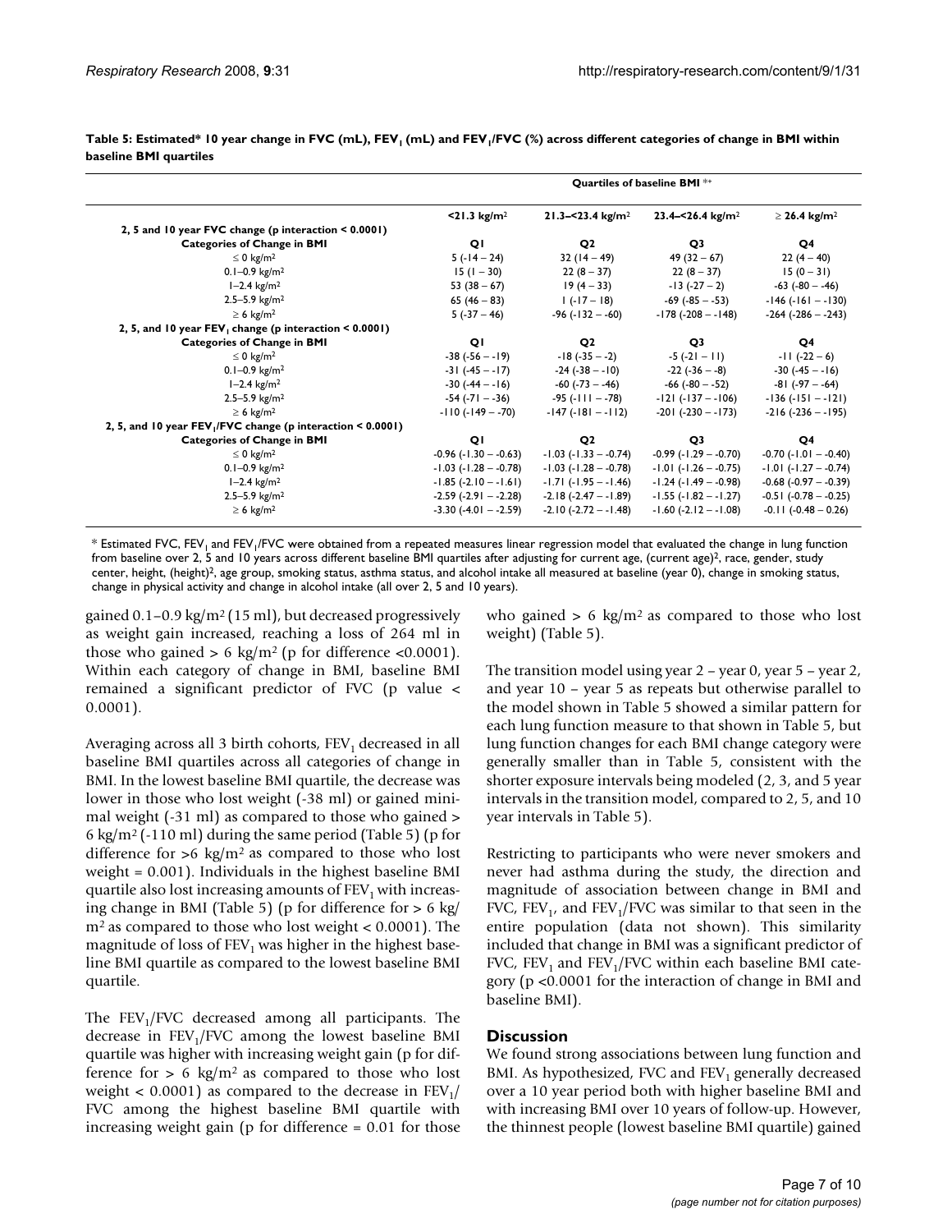**Table 5: Estimated* 10 year change in FVC (mL), $FEV_1$ (mL) and $FEV_1$/FVC (%) across different categories of change in BMI within baseline BMI quartiles**

| | Quartiles of baseline BMI *+ | | | |
|---|---|---|---|---|
| | <21.3 kg/m$^2$ | 21.3–<23.4 kg/m$^2$ | 23.4–<26.4 kg/m$^2$ | ≥ 26.4 kg/m$^2$ |
| **2, 5 and 10 year FVC change (p interaction < 0.0001)** | | | | |
| **Categories of Change in BMI** | **Q1** | **Q2** | **Q3** | **Q4** |
| ≤ 0 kg/m$^2$ | 5 (-14 – 24) | 32 (14 – 49) | 49 (32 – 67) | 22 (4 – 40) |
| 0.1–0.9 kg/m$^2$ | 15 (1 – 30) | 22 (8 – 37) | 22 (8 – 37) | 15 (0 – 31) |
| 1–2.4 kg/m$^2$ | 53 (38 – 67) | 19 (4 – 33) | -13 (-27 – 2) | -63 (-80 – -46) |
| 2.5–5.9 kg/m$^2$ | 65 (46 – 83) | 1 (-17 – 18) | -69 (-85 – -53) | -146 (-161 – -130) |
| ≥ 6 kg/m$^2$ | 5 (-37 – 46) | -96 (-132 – -60) | -178 (-208 – -148) | -264 (-286 – -243) |
| **2, 5, and 10 year $FEV_1$ change (p interaction < 0.0001)** | | | | |
| **Categories of Change in BMI** | **Q1** | **Q2** | **Q3** | **Q4** |
| ≤ 0 kg/m$^2$ | -38 (-56 – -19) | -18 (-35 – -2) | -5 (-21 – 11) | -11 (-22 – 6) |
| 0.1–0.9 kg/m$^2$ | -31 (-45 – -17) | -24 (-38 – -10) | -22 (-36 – -8) | -30 (-45 – -16) |
| 1–2.4 kg/m$^2$ | -30 (-44 – -16) | -60 (-73 – -46) | -66 (-80 – -52) | -81 (-97 – -64) |
| 2.5–5.9 kg/m$^2$ | -54 (-71 – -36) | -95 (-111 – -78) | -121 (-137 – -106) | -136 (-151 – -121) |
| ≥ 6 kg/m$^2$ | -110 (-149 – -70) | -147 (-181 – -112) | -201 (-230 – -173) | -216 (-236 – -195) |
| **2, 5, and 10 year $FEV_1$/FVC change (p interaction < 0.0001)** | | | | |
| **Categories of Change in BMI** | **Q1** | **Q2** | **Q3** | **Q4** |
| ≤ 0 kg/m$^2$ | -0.96 (-1.30 – -0.63) | -1.03 (-1.33 – -0.74) | -0.99 (-1.29 – -0.70) | -0.70 (-1.01 – -0.40) |
| 0.1–0.9 kg/m$^2$ | -1.03 (-1.28 – -0.78) | -1.03 (-1.28 – -0.78) | -1.01 (-1.26 – -0.75) | -1.01 (-1.27 – -0.74) |
| 1–2.4 kg/m$^2$ | -1.85 (-2.10 – -1.61) | -1.71 (-1.95 – -1.46) | -1.24 (-1.49 – -0.98) | -0.68 (-0.97 – -0.39) |
| 2.5–5.9 kg/m$^2$ | -2.59 (-2.91 – -2.28) | -2.18 (-2.47 – -1.89) | -1.55 (-1.82 – -1.27) | -0.51 (-0.78 – -0.25) |
| ≥ 6 kg/m$^2$ | -3.30 (-4.01 – -2.59) | -2.10 (-2.72 – -1.48) | -1.60 (-2.12 – -1.08) | -0.11 (-0.48 – 0.26) |

\* Estimated FVC, $FEV_1$ and $FEV_1$/FVC were obtained from a repeated measures linear regression model that evaluated the change in lung function from baseline over 2, 5 and 10 years across different baseline BMI quartiles after adjusting for current age, (current age)$^2$, race, gender, study center, height, (height)$^2$, age group, smoking status, asthma status, and alcohol intake all measured at baseline (year 0), change in smoking status, change in physical activity and change in alcohol intake (all over 2, 5 and 10 years).

gained 0.1–0.9 kg/m$^2$ (15 ml), but decreased progressively as weight gain increased, reaching a loss of 264 ml in those who gained > 6 kg/m$^2$ (p for difference <0.0001). Within each category of change in BMI, baseline BMI remained a significant predictor of FVC (p value < 0.0001).

Averaging across all 3 birth cohorts, $FEV_1$ decreased in all baseline BMI quartiles across all categories of change in BMI. In the lowest baseline BMI quartile, the decrease was lower in those who lost weight (-38 ml) or gained minimal weight (-31 ml) as compared to those who gained > 6 kg/m$^2$ (-110 ml) during the same period (Table 5) (p for difference for >6 kg/m$^2$ as compared to those who lost weight = 0.001). Individuals in the highest baseline BMI quartile also lost increasing amounts of $FEV_1$ with increasing change in BMI (Table 5) (p for difference for > 6 kg/m$^2$ as compared to those who lost weight < 0.0001). The magnitude of loss of $FEV_1$ was higher in the highest baseline BMI quartile as compared to the lowest baseline BMI quartile.

The $FEV_1$/FVC decreased among all participants. The decrease in $FEV_1$/FVC among the lowest baseline BMI quartile was higher with increasing weight gain (p for difference for > 6 kg/m$^2$ as compared to those who lost weight < 0.0001) as compared to the decrease in $FEV_1$/FVC among the highest baseline BMI quartile with increasing weight gain (p for difference = 0.01 for those who gained > 6 kg/m$^2$ as compared to those who lost weight) (Table 5).

The transition model using year 2 – year 0, year 5 – year 2, and year 10 – year 5 as repeats but otherwise parallel to the model shown in Table 5 showed a similar pattern for each lung function measure to that shown in Table 5, but lung function changes for each BMI change category were generally smaller than in Table 5, consistent with the shorter exposure intervals being modeled (2, 3, and 5 year intervals in the transition model, compared to 2, 5, and 10 year intervals in Table 5).

Restricting to participants who were never smokers and never had asthma during the study, the direction and magnitude of association between change in BMI and FVC, $FEV_1$, and $FEV_1$/FVC was similar to that seen in the entire population (data not shown). This similarity included that change in BMI was a significant predictor of FVC, $FEV_1$ and $FEV_1$/FVC within each baseline BMI category (p <0.0001 for the interaction of change in BMI and baseline BMI).

## Discussion

We found strong associations between lung function and BMI. As hypothesized, FVC and $FEV_1$ generally decreased over a 10 year period both with higher baseline BMI and with increasing BMI over 10 years of follow-up. However, the thinnest people (lowest baseline BMI quartile) gained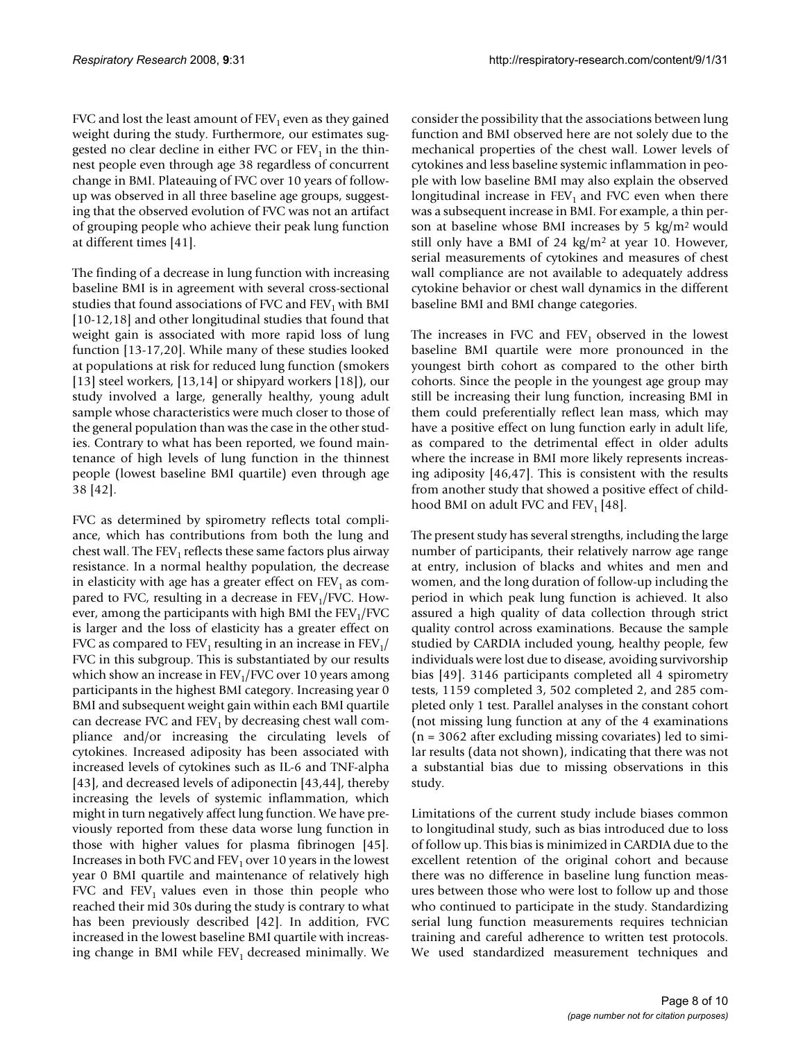FVC and lost the least amount of $FEV_1$ even as they gained weight during the study. Furthermore, our estimates suggested no clear decline in either FVC or $FEV_1$ in the thinnest people even through age 38 regardless of concurrent change in BMI. Plateauing of FVC over 10 years of follow-up was observed in all three baseline age groups, suggesting that the observed evolution of FVC was not an artifact of grouping people who achieve their peak lung function at different times [41].

The finding of a decrease in lung function with increasing baseline BMI is in agreement with several cross-sectional studies that found associations of FVC and $FEV_1$ with BMI [10-12,18] and other longitudinal studies that found that weight gain is associated with more rapid loss of lung function [13-17,20]. While many of these studies looked at populations at risk for reduced lung function (smokers [13] steel workers, [13,14] or shipyard workers [18]), our study involved a large, generally healthy, young adult sample whose characteristics were much closer to those of the general population than was the case in the other studies. Contrary to what has been reported, we found maintenance of high levels of lung function in the thinnest people (lowest baseline BMI quartile) even through age 38 [42].

FVC as determined by spirometry reflects total compliance, which has contributions from both the lung and chest wall. The $FEV_1$ reflects these same factors plus airway resistance. In a normal healthy population, the decrease in elasticity with age has a greater effect on $FEV_1$ as compared to FVC, resulting in a decrease in $FEV_1$/FVC. However, among the participants with high BMI the $FEV_1$/FVC is larger and the loss of elasticity has a greater effect on FVC as compared to $FEV_1$ resulting in an increase in $FEV_1$/FVC in this subgroup. This is substantiated by our results which show an increase in $FEV_1$/FVC over 10 years among participants in the highest BMI category. Increasing year 0 BMI and subsequent weight gain within each BMI quartile can decrease FVC and $FEV_1$ by decreasing chest wall compliance and/or increasing the circulating levels of cytokines. Increased adiposity has been associated with increased levels of cytokines such as IL-6 and TNF-alpha [43], and decreased levels of adiponectin [43,44], thereby increasing the levels of systemic inflammation, which might in turn negatively affect lung function. We have previously reported from these data worse lung function in those with higher values for plasma fibrinogen [45]. Increases in both FVC and $FEV_1$ over 10 years in the lowest year 0 BMI quartile and maintenance of relatively high FVC and $FEV_1$ values even in those thin people who reached their mid 30s during the study is contrary to what has been previously described [42]. In addition, FVC increased in the lowest baseline BMI quartile with increasing change in BMI while $FEV_1$ decreased minimally. We consider the possibility that the associations between lung function and BMI observed here are not solely due to the mechanical properties of the chest wall. Lower levels of cytokines and less baseline systemic inflammation in people with low baseline BMI may also explain the observed longitudinal increase in $FEV_1$ and FVC even when there was a subsequent increase in BMI. For example, a thin person at baseline whose BMI increases by 5 $kg/m^2$ would still only have a BMI of 24 $kg/m^2$ at year 10. However, serial measurements of cytokines and measures of chest wall compliance are not available to adequately address cytokine behavior or chest wall dynamics in the different baseline BMI and BMI change categories.

The increases in FVC and $FEV_1$ observed in the lowest baseline BMI quartile were more pronounced in the youngest birth cohort as compared to the other birth cohorts. Since the people in the youngest age group may still be increasing their lung function, increasing BMI in them could preferentially reflect lean mass, which may have a positive effect on lung function early in adult life, as compared to the detrimental effect in older adults where the increase in BMI more likely represents increasing adiposity [46,47]. This is consistent with the results from another study that showed a positive effect of childhood BMI on adult FVC and $FEV_1$ [48].

The present study has several strengths, including the large number of participants, their relatively narrow age range at entry, inclusion of blacks and whites and men and women, and the long duration of follow-up including the period in which peak lung function is achieved. It also assured a high quality of data collection through strict quality control across examinations. Because the sample studied by CARDIA included young, healthy people, few individuals were lost due to disease, avoiding survivorship bias [49]. 3146 participants completed all 4 spirometry tests, 1159 completed 3, 502 completed 2, and 285 completed only 1 test. Parallel analyses in the constant cohort (not missing lung function at any of the 4 examinations (n = 3062 after excluding missing covariates) led to similar results (data not shown), indicating that there was not a substantial bias due to missing observations in this study.

Limitations of the current study include biases common to longitudinal study, such as bias introduced due to loss of follow up. This bias is minimized in CARDIA due to the excellent retention of the original cohort and because there was no difference in baseline lung function measures between those who were lost to follow up and those who continued to participate in the study. Standardizing serial lung function measurements requires technician training and careful adherence to written test protocols. We used standardized measurement techniques and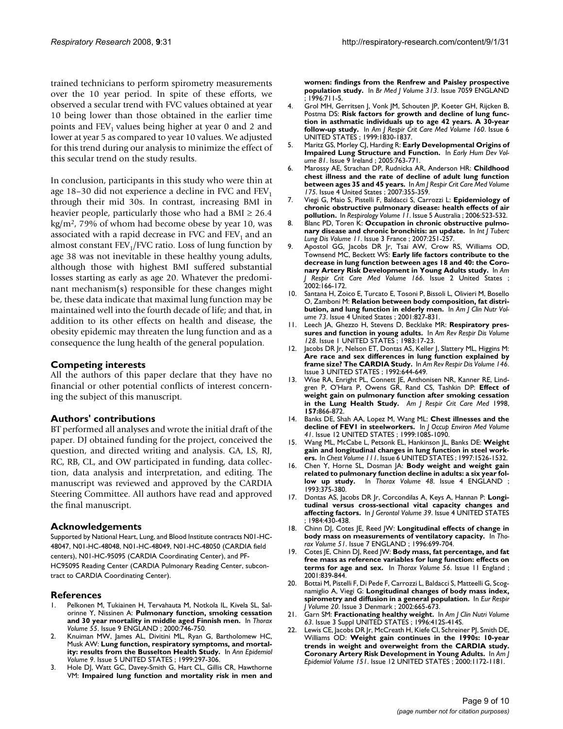trained technicians to perform spirometry measurements over the 10 year period. In spite of these efforts, we observed a secular trend with FVC values obtained at year 10 being lower than those obtained in the earlier time points and $FEV_1$ values being higher at year 0 and 2 and lower at year 5 as compared to year 10 values. We adjusted for this trend during our analysis to minimize the effect of this secular trend on the study results.

In conclusion, participants in this study who were thin at age 18–30 did not experience a decline in FVC and $FEV_1$ through their mid 30s. In contrast, increasing BMI in heavier people, particularly those who had a BMI ≥ 26.4 kg/m$^2$, 79% of whom had become obese by year 10, was associated with a rapid decrease in FVC and $FEV_1$ and an almost constant $FEV_1$/FVC ratio. Loss of lung function by age 38 was not inevitable in these healthy young adults, although those with highest BMI suffered substantial losses starting as early as age 20. Whatever the predominant mechanism(s) responsible for these changes might be, these data indicate that maximal lung function may be maintained well into the fourth decade of life; and that, in addition to its other effects on health and disease, the obesity epidemic may threaten the lung function and as a consequence the lung health of the general population.

## Competing interests

All the authors of this paper declare that they have no financial or other potential conflicts of interest concerning the subject of this manuscript.

## Authors' contributions

BT performed all analyses and wrote the initial draft of the paper. DJ obtained funding for the project, conceived the question, and directed writing and analysis. GA, LS, RJ, RC, RB, CL, and OW participated in funding, data collection, data analysis and interpretation, and editing. The manuscript was reviewed and approved by the CARDIA Steering Committee. All authors have read and approved the final manuscript.

## Acknowledgements

Supported by National Heart, Lung, and Blood Institute contracts N01-HC-48047, N01-HC-48048, N01-HC-48049, N01-HC-48050 (CARDIA field centers), N01-HC-95095 (CARDIA Coordinating Center), and PF-HC95095 Reading Center (CARDIA Pulmonary Reading Center, subcontract to CARDIA Coordinating Center).

## References

1. Pelkonen M, Tukiainen H, Tervahauta M, Notkola IL, Kivela SL, Salorinne Y, Nissinen A: **Pulmonary function, smoking cessation and 30 year mortality in middle aged Finnish men.** In *Thorax Volume 55*. Issue 9 ENGLAND ; 2000:746-750.
2. Knuiman MW, James AL, Divitini ML, Ryan G, Bartholomew HC, Musk AW: **Lung function, respiratory symptoms, and mortality: results from the Busselton Health Study.** In *Ann Epidemiol Volume 9*. Issue 5 UNITED STATES ; 1999:297-306.
3. Hole DJ, Watt GC, Davey-Smith G, Hart CL, Gillis CR, Hawthorne VM: **Impaired lung function and mortality risk in men and women: findings from the Renfrew and Paisley prospective population study.** In *Br Med J Volume 313*. Issue 7059 ENGLAND ; 1996:711-5.
4. Grol MH, Gerritsen J, Vonk JM, Schouten JP, Koeter GH, Rijcken B, Postma DS: **Risk factors for growth and decline of lung function in asthmatic individuals up to age 42 years. A 30-year follow-up study.** In *Am J Respir Crit Care Med Volume 160*. Issue 6 UNITED STATES ; 1999:1830-1837.
5. Maritz GS, Morley CJ, Harding R: **Early Developmental Origins of Impaired Lung Structure and Function.** In *Early Hum Dev Volume 81*. Issue 9 Ireland ; 2005:763-771.
6. Marossy AE, Strachan DP, Rudnicka AR, Anderson HR: **Childhood chest illness and the rate of decline of adult lung function between ages 35 and 45 years.** In *Am J Respir Crit Care Med Volume 175*. Issue 4 United States ; 2007:355-359.
7. Viegi G, Maio S, Pistelli F, Baldacci S, Carrozzi L: **Epidemiology of chronic obstructive pulmonary disease: health effects of air pollution.** In *Respirology Volume 11*. Issue 5 Australia ; 2006:523-532.
8. Blanc PD, Toren K: **Occupation in chronic obstructive pulmonary disease and chronic bronchitis: an update.** In *Int J Tuberc Lung Dis Volume 11*. Issue 3 France ; 2007:251-257.
9. Apostol GG, Jacobs DR Jr, Tsai AW, Crow RS, Williams OD, Townsend MC, Beckett WS: **Early life factors contribute to the decrease in lung function between ages 18 and 40: the Coronary Artery Risk Development in Young Adults study.** In *Am J Respir Crit Care Med Volume 166*. Issue 2 United States ; 2002:166-172.
10. Santana H, Zoico E, Turcato E, Tosoni P, Bissoli L, Olivieri M, Bosello O, Zamboni M: **Relation between body composition, fat distribution, and lung function in elderly men.** In *Am J Clin Nutr Volume 73*. Issue 4 United States ; 2001:827-831.
11. Leech JA, Ghezzo H, Stevens D, Becklake MR: **Respiratory pressures and function in young adults.** In *Am Rev Respir Dis Volume 128*. Issue 1 UNITED STATES ; 1983:17-23.
12. Jacobs DR Jr, Nelson ET, Dontas AS, Keller J, Slattery ML, Higgins M: **Are race and sex differences in lung function explained by frame size? The CARDIA Study.** In *Am Rev Respir Dis Volume 146*. Issue 3 UNITED STATES ; 1992:644-649.
13. Wise RA, Enright PL, Connett JE, Anthonisen NR, Kanner RE, Lindgren P, O'Hara P, Owens GR, Rand CS, Tashkin DP: **Effect of weight gain on pulmonary function after smoking cessation in the Lung Health Study.** *Am J Respir Crit Care Med* 1998, **157**:866-872.
14. Banks DE, Shah AA, Lopez M, Wang ML: **Chest illnesses and the decline of FEV1 in steelworkers.** In *J Occup Environ Med Volume 41*. Issue 12 UNITED STATES ; 1999:1085-1090.
15. Wang ML, McCabe L, Petsonk EL, Hankinson JL, Banks DE: **Weight gain and longitudinal changes in lung function in steel workers.** In *Chest Volume 111*. Issue 6 UNITED STATES ; 1997:1526-1532.
16. Chen Y, Horne SL, Dosman JA: **Body weight and weight gain related to pulmonary function decline in adults: a six year follow up study.** In *Thorax Volume 48*. Issue 4 ENGLAND ; 1993:375-380.
17. Dontas AS, Jacobs DR Jr, Corcondilas A, Keys A, Hannan P: **Longitudinal versus cross-sectional vital capacity changes and affecting factors.** In *J Gerontol Volume 39*. Issue 4 UNITED STATES ; 1984:430-438.
18. Chinn DJ, Cotes JE, Reed JW: **Longitudinal effects of change in body mass on measurements of ventilatory capacity.** In *Thorax Volume 51*. Issue 7 ENGLAND ; 1996:699-704.
19. Cotes JE, Chinn DJ, Reed JW: **Body mass, fat percentage, and fat free mass as reference variables for lung function: effects on terms for age and sex.** In *Thorax Volume 56*. Issue 11 England ; 2001:839-844.
20. Bottai M, Pistelli F, Di Pede F, Carrozzi L, Baldacci S, Matteelli G, Scognamiglio A, Viegi G: **Longitudinal changes of body mass index, spirometry and diffusion in a general population.** In *Eur Respir J Volume 20*. Issue 3 Denmark ; 2002:665-673.
21. Garn SM: **Fractionating healthy weight.** In *Am J Clin Nutri Volume 63*. Issue 3 Suppl UNITED STATES ; 1996:412S-414S.
22. Lewis CE, Jacobs DR Jr, McCreath H, Kiefe CI, Schreiner PJ, Smith DE, Williams OD: **Weight gain continues in the 1990s: 10-year trends in weight and overweight from the CARDIA study. Coronary Artery Risk Development in Young Adults.** In *Am J Epidemiol Volume 151*. Issue 12 UNITED STATES ; 2000:1172-1181.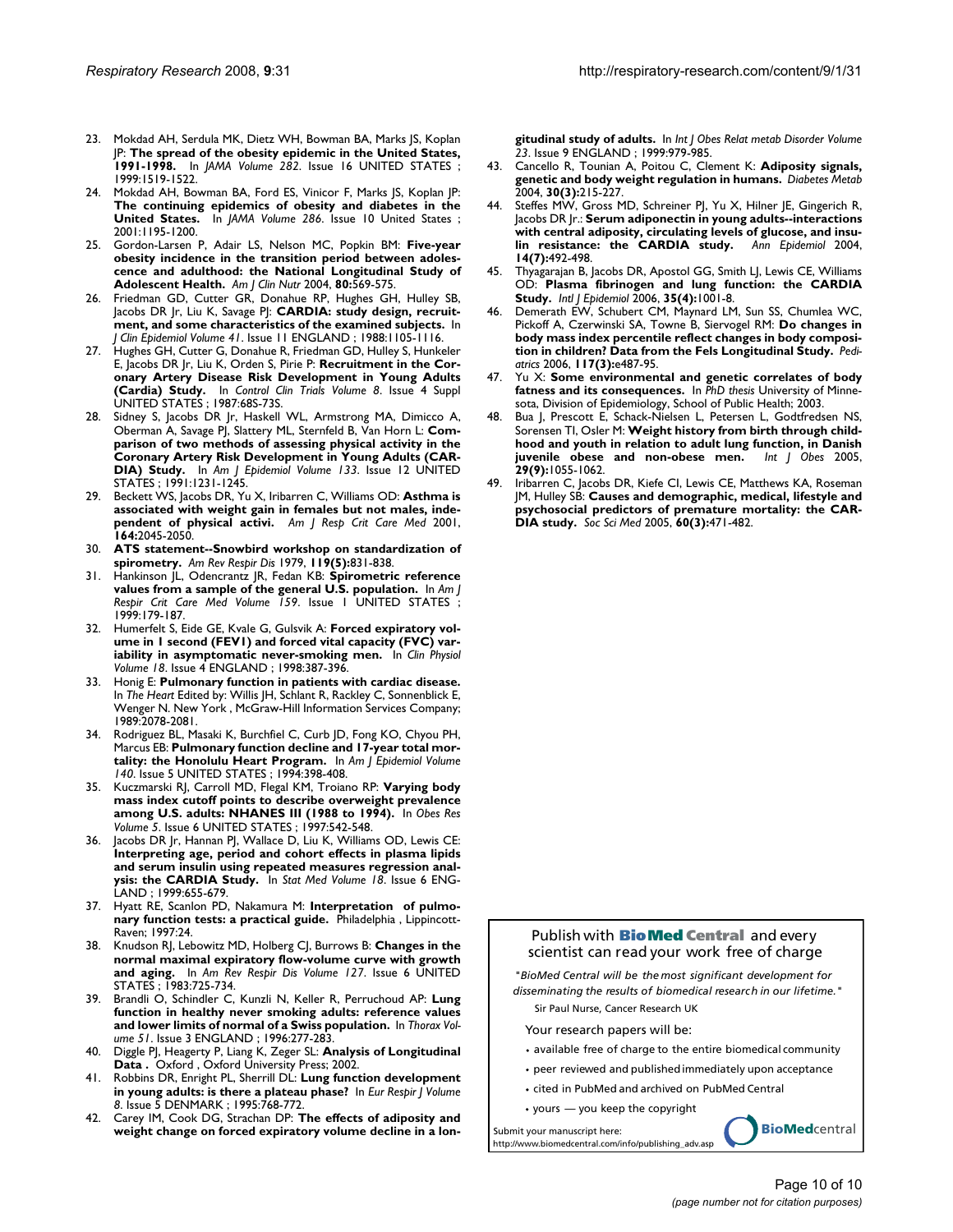23. Mokdad AH, Serdula MK, Dietz WH, Bowman BA, Marks JS, Koplan JP: **The spread of the obesity epidemic in the United States, 1991-1998.** In *JAMA Volume 282*. Issue 16 UNITED STATES ; 1999:1519-1522.
24. Mokdad AH, Bowman BA, Ford ES, Vinicor F, Marks JS, Koplan JP: **The continuing epidemics of obesity and diabetes in the United States.** In *JAMA Volume 286*. Issue 10 United States ; 2001:1195-1200.
25. Gordon-Larsen P, Adair LS, Nelson MC, Popkin BM: **Five-year obesity incidence in the transition period between adolescence and adulthood: the National Longitudinal Study of Adolescent Health.** *Am J Clin Nutr* 2004, **80:**569-575.
26. Friedman GD, Cutter GR, Donahue RP, Hughes GH, Hulley SB, Jacobs DR Jr, Liu K, Savage PJ: **CARDIA: study design, recruitment, and some characteristics of the examined subjects.** In *J Clin Epidemiol Volume 41*. Issue 11 ENGLAND ; 1988:1105-1116.
27. Hughes GH, Cutter G, Donahue R, Friedman GD, Hulley S, Hunkeler E, Jacobs DR Jr, Liu K, Orden S, Pirie P: **Recruitment in the Coronary Artery Disease Risk Development in Young Adults (Cardia) Study.** In *Control Clin Trials Volume 8*. Issue 4 Suppl UNITED STATES ; 1987:68S-73S.
28. Sidney S, Jacobs DR Jr, Haskell WL, Armstrong MA, Dimicco A, Oberman A, Savage PJ, Slattery ML, Sternfeld B, Van Horn L: **Comparison of two methods of assessing physical activity in the Coronary Artery Risk Development in Young Adults (CARDIA) Study.** In *Am J Epidemiol Volume 133*. Issue 12 UNITED STATES ; 1991:1231-1245.
29. Beckett WS, Jacobs DR, Yu X, Iribarren C, Williams OD: **Asthma is associated with weight gain in females but not males, independent of physical activi.** *Am J Resp Crit Care Med* 2001, **164:**2045-2050.
30. **ATS statement--Snowbird workshop on standardization of spirometry.** *Am Rev Respir Dis* 1979, **119(5):**831-838.
31. Hankinson JL, Odencrantz JR, Fedan KB: **Spirometric reference values from a sample of the general U.S. population.** In *Am J Respir Crit Care Med Volume 159*. Issue 1 UNITED STATES ; 1999:179-187.
32. Humerfelt S, Eide GE, Kvale G, Gulsvik A: **Forced expiratory volume in 1 second (FEV1) and forced vital capacity (FVC) variability in asymptomatic never-smoking men.** In *Clin Physiol Volume 18*. Issue 4 ENGLAND ; 1998:387-396.
33. Honig E: **Pulmonary function in patients with cardiac disease.** In *The Heart* Edited by: Willis JH, Schlant R, Rackley C, Sonnenblick E, Wenger N. New York , McGraw-Hill Information Services Company; 1989:2078-2081.
34. Rodriguez BL, Masaki K, Burchfiel C, Curb JD, Fong KO, Chyou PH, Marcus EB: **Pulmonary function decline and 17-year total mortality: the Honolulu Heart Program.** In *Am J Epidemiol Volume 140*. Issue 5 UNITED STATES ; 1994:398-408.
35. Kuczmarski RJ, Carroll MD, Flegal KM, Troiano RP: **Varying body mass index cutoff points to describe overweight prevalence among U.S. adults: NHANES III (1988 to 1994).** In *Obes Res Volume 5*. Issue 6 UNITED STATES ; 1997:542-548.
36. Jacobs DR Jr, Hannan PJ, Wallace D, Liu K, Williams OD, Lewis CE: **Interpreting age, period and cohort effects in plasma lipids and serum insulin using repeated measures regression analysis: the CARDIA Study.** In *Stat Med Volume 18*. Issue 6 ENGLAND ; 1999:655-679.
37. Hyatt RE, Scanlon PD, Nakamura M: **Interpretation of pulmonary function tests: a practical guide.** Philadelphia , Lippincott-Raven; 1997:24.
38. Knudson RJ, Lebowitz MD, Holberg CJ, Burrows B: **Changes in the normal maximal expiratory flow-volume curve with growth and aging.** In *Am Rev Respir Dis Volume 127*. Issue 6 UNITED STATES ; 1983:725-734.
39. Brandli O, Schindler C, Kunzli N, Keller R, Perruchoud AP: **Lung function in healthy never smoking adults: reference values and lower limits of normal of a Swiss population.** In *Thorax Volume 51*. Issue 3 ENGLAND ; 1996:277-283.
40. Diggle PJ, Heagerty P, Liang K, Zeger SL: **Analysis of Longitudinal Data .** Oxford , Oxford University Press; 2002.
41. Robbins DR, Enright PL, Sherrill DL: **Lung function development in young adults: is there a plateau phase?** In *Eur Respir J Volume 8*. Issue 5 DENMARK ; 1995:768-772.
42. Carey IM, Cook DG, Strachan DP: **The effects of adiposity and weight change on forced expiratory volume decline in a longitudinal study of adults.** In *Int J Obes Relat metab Disorder Volume 23*. Issue 9 ENGLAND ; 1999:979-985.
43. Cancello R, Tounian A, Poitou C, Clement K: **Adiposity signals, genetic and body weight regulation in humans.** *Diabetes Metab* 2004, **30(3):**215-227.
44. Steffes MW, Gross MD, Schreiner PJ, Yu X, Hilner JE, Gingerich R, Jacobs DR Jr.: **Serum adiponectin in young adults--interactions with central adiposity, circulating levels of glucose, and insulin resistance: the CARDIA study.** *Ann Epidemiol* 2004, **14(7):**492-498.
45. Thyagarajan B, Jacobs DR, Apostol GG, Smith LJ, Lewis CE, Williams OD: **Plasma fibrinogen and lung function: the CARDIA Study.** *Intl J Epidemiol* 2006, **35(4):**1001-8.
46. Demerath EW, Schubert CM, Maynard LM, Sun SS, Chumlea WC, Pickoff A, Czerwinski SA, Towne B, Siervogel RM: **Do changes in body mass index percentile reflect changes in body composition in children? Data from the Fels Longitudinal Study.** *Pediatrics* 2006, **117(3):**e487-95.
47. Yu X: **Some environmental and genetic correlates of body fatness and its consequences.** In *PhD thesis* University of Minnesota, Division of Epidemiology, School of Public Health; 2003.
48. Bua J, Prescott E, Schack-Nielsen L, Petersen L, Godtfredsen NS, Sorensen TI, Osler M: **Weight history from birth through childhood and youth in relation to adult lung function, in Danish juvenile obese and non-obese men.** *Int J Obes* 2005, **29(9):**1055-1062.
49. Iribarren C, Jacobs DR, Kiefe CI, Lewis CE, Matthews KA, Roseman JM, Hulley SB: **Causes and demographic, medical, lifestyle and psychosocial predictors of premature mortality: the CARDIA study.** *Soc Sci Med* 2005, **60(3):**471-482.

Publish with **BioMed Central** and every scientist can read your work free of charge

*"BioMed Central will be the most significant development for disseminating the results of biomedical research in our lifetime."*

Sir Paul Nurse, Cancer Research UK

Your research papers will be:

- available free of charge to the entire biomedical community
- peer reviewed and published immediately upon acceptance
- cited in PubMed and archived on PubMed Central
- yours — you keep the copyright

Submit your manuscript here:
http://www.biomedcentral.com/info/publishing_adv.asp

BioMedcentral